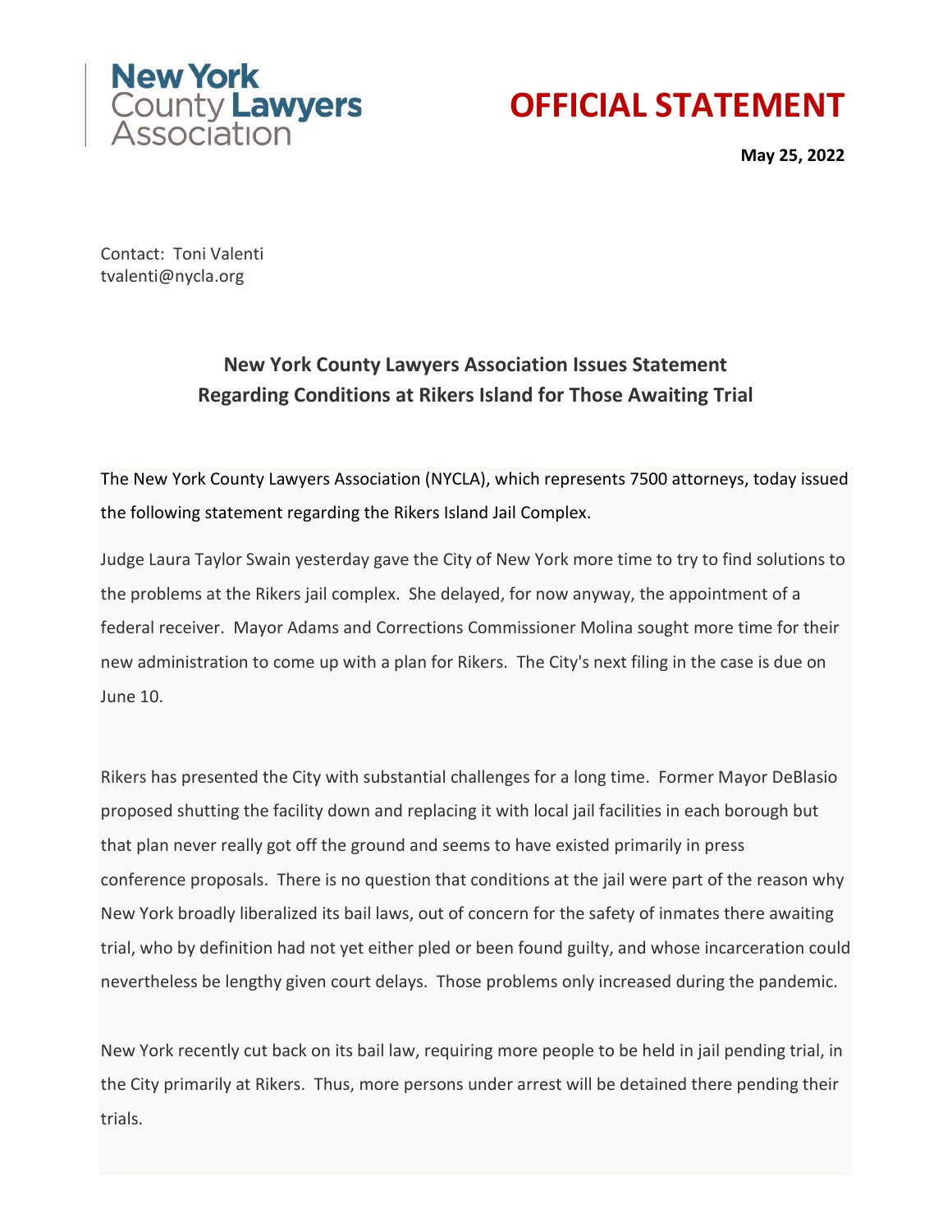New York County Lawyers Association

# OFFICIAL STATEMENT

**May 25, 2022**

Contact: Toni Valenti
tvalenti@nycla.org

## New York County Lawyers Association Issues Statement Regarding Conditions at Rikers Island for Those Awaiting Trial

The New York County Lawyers Association (NYCLA), which represents 7500 attorneys, today issued the following statement regarding the Rikers Island Jail Complex.

Judge Laura Taylor Swain yesterday gave the City of New York more time to try to find solutions to the problems at the Rikers jail complex. She delayed, for now anyway, the appointment of a federal receiver. Mayor Adams and Corrections Commissioner Molina sought more time for their new administration to come up with a plan for Rikers. The City's next filing in the case is due on June 10.

Rikers has presented the City with substantial challenges for a long time. Former Mayor DeBlasio proposed shutting the facility down and replacing it with local jail facilities in each borough but that plan never really got off the ground and seems to have existed primarily in press conference proposals. There is no question that conditions at the jail were part of the reason why New York broadly liberalized its bail laws, out of concern for the safety of inmates there awaiting trial, who by definition had not yet either pled or been found guilty, and whose incarceration could nevertheless be lengthy given court delays. Those problems only increased during the pandemic.

New York recently cut back on its bail law, requiring more people to be held in jail pending trial, in the City primarily at Rikers. Thus, more persons under arrest will be detained there pending their trials.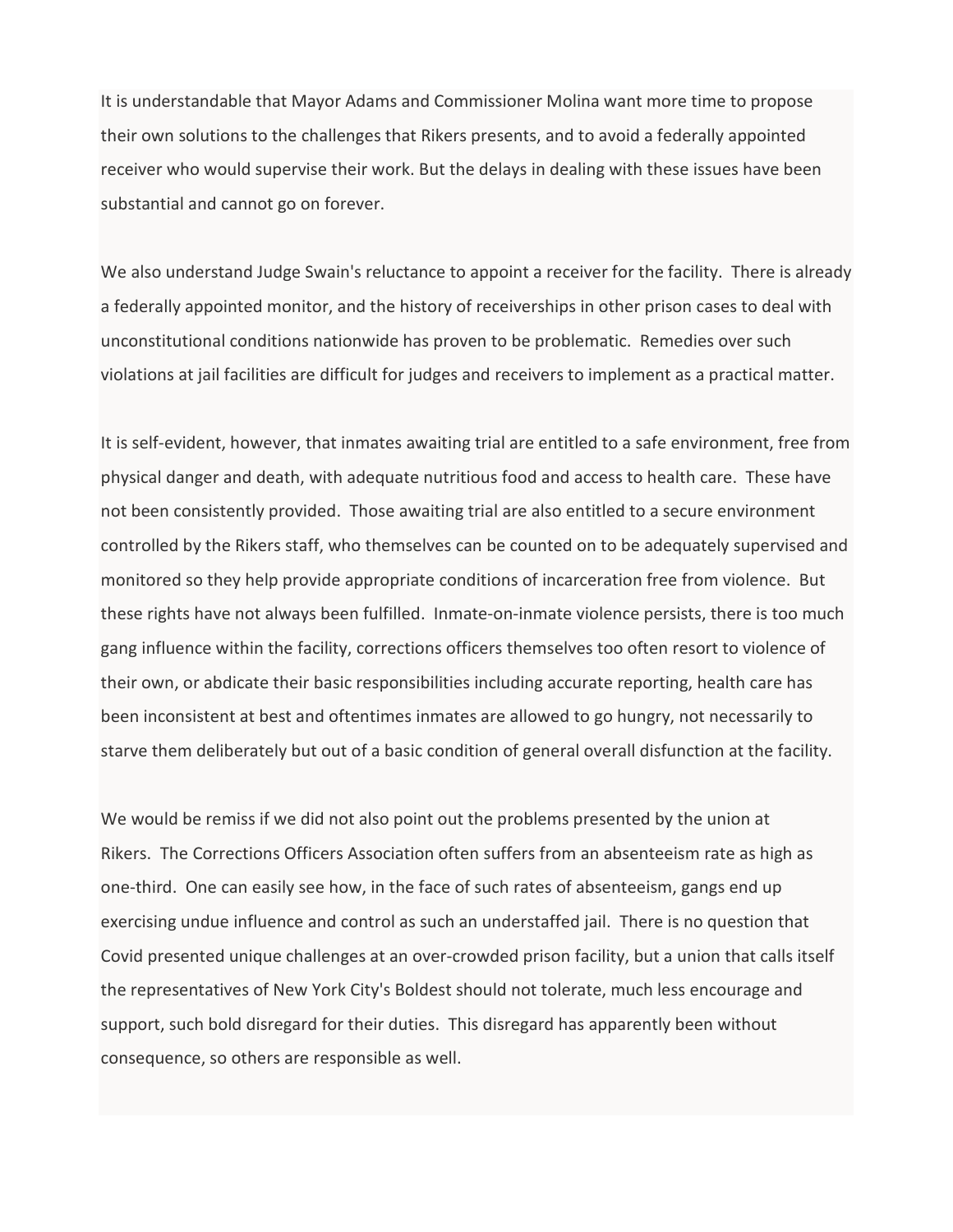It is understandable that Mayor Adams and Commissioner Molina want more time to propose their own solutions to the challenges that Rikers presents, and to avoid a federally appointed receiver who would supervise their work. But the delays in dealing with these issues have been substantial and cannot go on forever.

We also understand Judge Swain's reluctance to appoint a receiver for the facility. There is already a federally appointed monitor, and the history of receiverships in other prison cases to deal with unconstitutional conditions nationwide has proven to be problematic. Remedies over such violations at jail facilities are difficult for judges and receivers to implement as a practical matter.

It is self-evident, however, that inmates awaiting trial are entitled to a safe environment, free from physical danger and death, with adequate nutritious food and access to health care. These have not been consistently provided. Those awaiting trial are also entitled to a secure environment controlled by the Rikers staff, who themselves can be counted on to be adequately supervised and monitored so they help provide appropriate conditions of incarceration free from violence. But these rights have not always been fulfilled. Inmate-on-inmate violence persists, there is too much gang influence within the facility, corrections officers themselves too often resort to violence of their own, or abdicate their basic responsibilities including accurate reporting, health care has been inconsistent at best and oftentimes inmates are allowed to go hungry, not necessarily to starve them deliberately but out of a basic condition of general overall disfunction at the facility.

We would be remiss if we did not also point out the problems presented by the union at Rikers. The Corrections Officers Association often suffers from an absenteeism rate as high as one-third. One can easily see how, in the face of such rates of absenteeism, gangs end up exercising undue influence and control as such an understaffed jail. There is no question that Covid presented unique challenges at an over-crowded prison facility, but a union that calls itself the representatives of New York City's Boldest should not tolerate, much less encourage and support, such bold disregard for their duties. This disregard has apparently been without consequence, so others are responsible as well.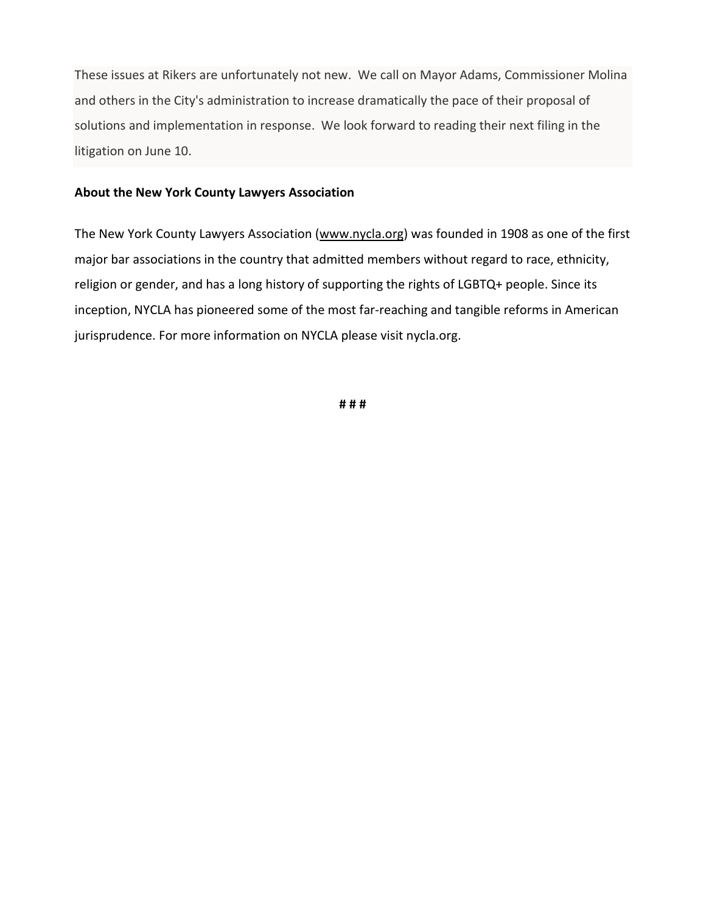These issues at Rikers are unfortunately not new. We call on Mayor Adams, Commissioner Molina and others in the City's administration to increase dramatically the pace of their proposal of solutions and implementation in response. We look forward to reading their next filing in the litigation on June 10.

**About the New York County Lawyers Association**

The New York County Lawyers Association (www.nycla.org) was founded in 1908 as one of the first major bar associations in the country that admitted members without regard to race, ethnicity, religion or gender, and has a long history of supporting the rights of LGBTQ+ people. Since its inception, NYCLA has pioneered some of the most far-reaching and tangible reforms in American jurisprudence. For more information on NYCLA please visit nycla.org.

**# # #**